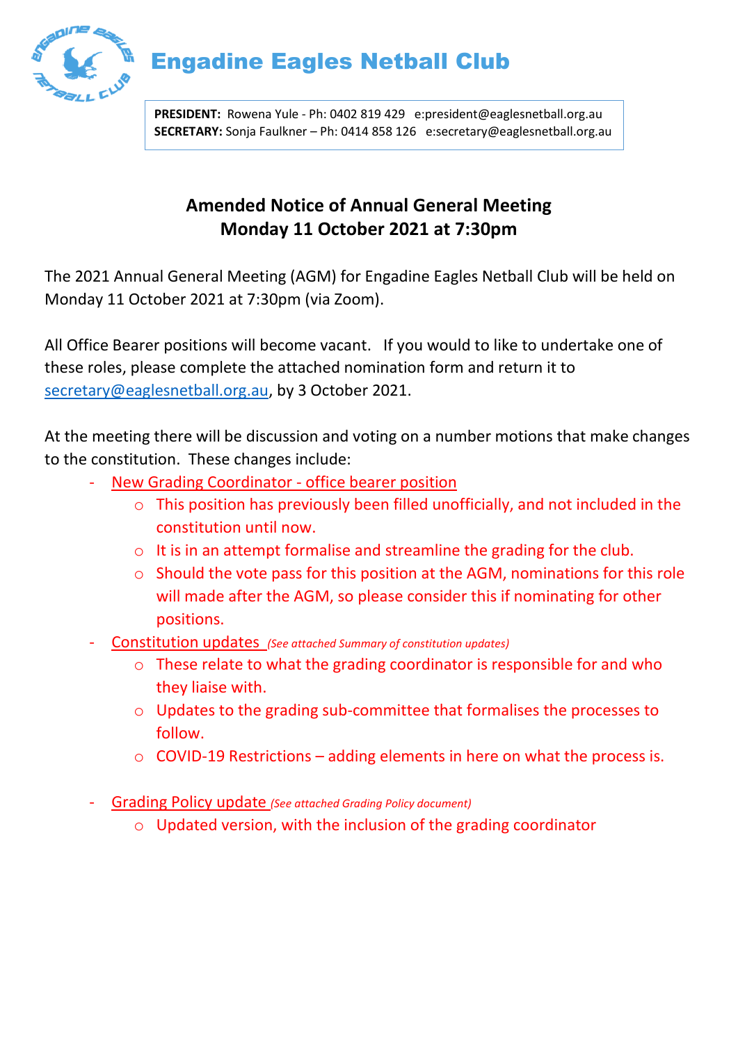# Engadine Eagles Netball Club

**PRESIDENT:** Rowena Yule - Ph: 0402 819 429 e:president@eaglesnetball.org.au
**SECRETARY:** Sonja Faulkner – Ph: 0414 858 126 e:secretary@eaglesnetball.org.au

## Amended Notice of Annual General Meeting
## Monday 11 October 2021 at 7:30pm

The 2021 Annual General Meeting (AGM) for Engadine Eagles Netball Club will be held on Monday 11 October 2021 at 7:30pm (via Zoom).

All Office Bearer positions will become vacant. If you would to like to undertake one of these roles, please complete the attached nomination form and return it to secretary@eaglesnetball.org.au, by 3 October 2021.

At the meeting there will be discussion and voting on a number motions that make changes to the constitution. These changes include:

- New Grading Coordinator - office bearer position
  - This position has previously been filled unofficially, and not included in the constitution until now.
  - It is in an attempt formalise and streamline the grading for the club.
  - Should the vote pass for this position at the AGM, nominations for this role will made after the AGM, so please consider this if nominating for other positions.
- Constitution updates *(See attached Summary of constitution updates)*
  - These relate to what the grading coordinator is responsible for and who they liaise with.
  - Updates to the grading sub-committee that formalises the processes to follow.
  - COVID-19 Restrictions – adding elements in here on what the process is.
- Grading Policy update *(See attached Grading Policy document)*
  - Updated version, with the inclusion of the grading coordinator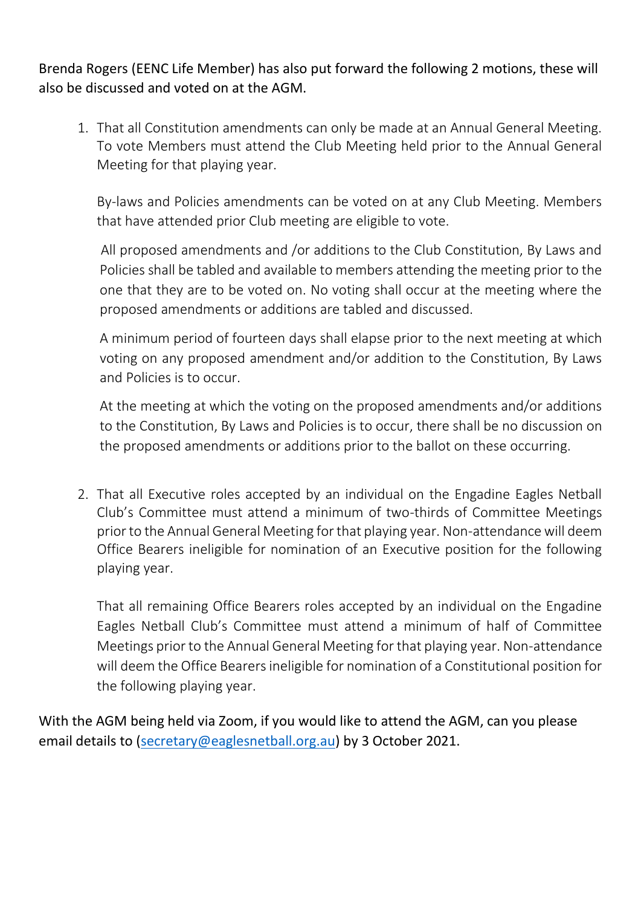Brenda Rogers (EENC Life Member) has also put forward the following 2 motions, these will also be discussed and voted on at the AGM.

1. That all Constitution amendments can only be made at an Annual General Meeting. To vote Members must attend the Club Meeting held prior to the Annual General Meeting for that playing year.

   By-laws and Policies amendments can be voted on at any Club Meeting. Members that have attended prior Club meeting are eligible to vote.

   All proposed amendments and /or additions to the Club Constitution, By Laws and Policies shall be tabled and available to members attending the meeting prior to the one that they are to be voted on. No voting shall occur at the meeting where the proposed amendments or additions are tabled and discussed.

   A minimum period of fourteen days shall elapse prior to the next meeting at which voting on any proposed amendment and/or addition to the Constitution, By Laws and Policies is to occur.

   At the meeting at which the voting on the proposed amendments and/or additions to the Constitution, By Laws and Policies is to occur, there shall be no discussion on the proposed amendments or additions prior to the ballot on these occurring.

2. That all Executive roles accepted by an individual on the Engadine Eagles Netball Club's Committee must attend a minimum of two-thirds of Committee Meetings prior to the Annual General Meeting for that playing year. Non-attendance will deem Office Bearers ineligible for nomination of an Executive position for the following playing year.

   That all remaining Office Bearers roles accepted by an individual on the Engadine Eagles Netball Club's Committee must attend a minimum of half of Committee Meetings prior to the Annual General Meeting for that playing year. Non-attendance will deem the Office Bearers ineligible for nomination of a Constitutional position for the following playing year.

With the AGM being held via Zoom, if you would like to attend the AGM, can you please email details to (secretary@eaglesnetball.org.au) by 3 October 2021.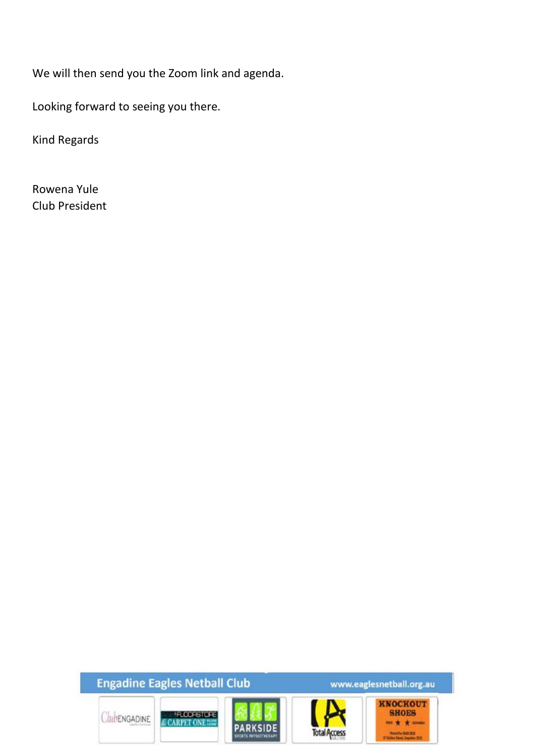We will then send you the Zoom link and agenda.

Looking forward to seeing you there.

Kind Regards

Rowena Yule
Club President